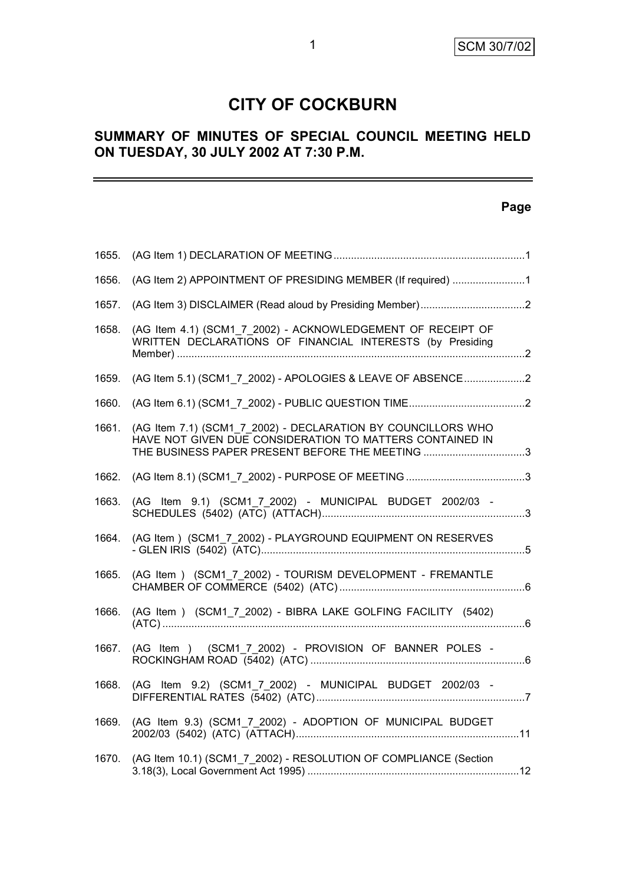# CITY OF COCKBURN

## SUMMARY OF MINUTES OF SPECIAL COUNCIL MEETING HELD ON TUESDAY, 30 JULY 2002 AT 7:30 P.M.

| | | Page |
|---|---|---|
| 1655. | (AG Item 1) DECLARATION OF MEETING | 1 |
| 1656. | (AG Item 2) APPOINTMENT OF PRESIDING MEMBER (If required) | 1 |
| 1657. | (AG Item 3) DISCLAIMER (Read aloud by Presiding Member) | 2 |
| 1658. | (AG Item 4.1) (SCM1_7_2002) - ACKNOWLEDGEMENT OF RECEIPT OF WRITTEN DECLARATIONS OF FINANCIAL INTERESTS (by Presiding Member) | 2 |
| 1659. | (AG Item 5.1) (SCM1_7_2002) - APOLOGIES & LEAVE OF ABSENCE | 2 |
| 1660. | (AG Item 6.1) (SCM1_7_2002) - PUBLIC QUESTION TIME | 2 |
| 1661. | (AG Item 7.1) (SCM1_7_2002) - DECLARATION BY COUNCILLORS WHO HAVE NOT GIVEN DUE CONSIDERATION TO MATTERS CONTAINED IN THE BUSINESS PAPER PRESENT BEFORE THE MEETING | 3 |
| 1662. | (AG Item 8.1) (SCM1_7_2002) - PURPOSE OF MEETING | 3 |
| 1663. | (AG Item 9.1) (SCM1_7_2002) - MUNICIPAL BUDGET 2002/03 - SCHEDULES (5402) (ATC) (ATTACH) | 3 |
| 1664. | (AG Item ) (SCM1_7_2002) - PLAYGROUND EQUIPMENT ON RESERVES - GLEN IRIS (5402) (ATC) | 5 |
| 1665. | (AG Item ) (SCM1_7_2002) - TOURISM DEVELOPMENT - FREMANTLE CHAMBER OF COMMERCE (5402) (ATC) | 6 |
| 1666. | (AG Item ) (SCM1_7_2002) - BIBRA LAKE GOLFING FACILITY (5402) (ATC) | 6 |
| 1667. | (AG Item ) (SCM1_7_2002) - PROVISION OF BANNER POLES - ROCKINGHAM ROAD (5402) (ATC) | 6 |
| 1668. | (AG Item 9.2) (SCM1_7_2002) - MUNICIPAL BUDGET 2002/03 - DIFFERENTIAL RATES (5402) (ATC) | 7 |
| 1669. | (AG Item 9.3) (SCM1_7_2002) - ADOPTION OF MUNICIPAL BUDGET 2002/03 (5402) (ATC) (ATTACH) | 11 |
| 1670. | (AG Item 10.1) (SCM1_7_2002) - RESOLUTION OF COMPLIANCE (Section 3.18(3), Local Government Act 1995) | 12 |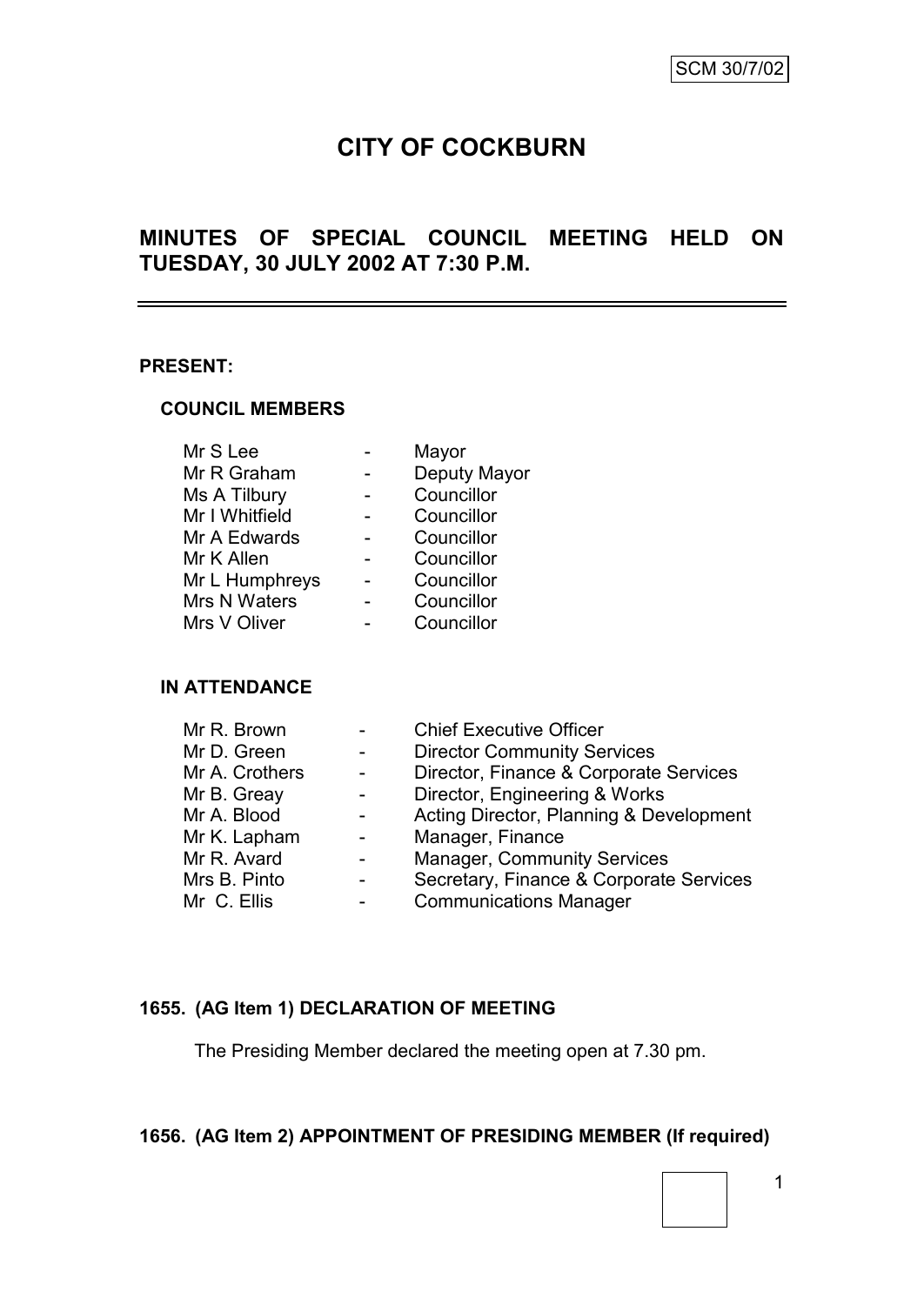SCM 30/7/02

# CITY OF COCKBURN

## MINUTES OF SPECIAL COUNCIL MEETING HELD ON TUESDAY, 30 JULY 2002 AT 7:30 P.M.

---

**PRESENT:**

**COUNCIL MEMBERS**

| | | |
|---|---|---|
| Mr S Lee | - | Mayor |
| Mr R Graham | - | Deputy Mayor |
| Ms A Tilbury | - | Councillor |
| Mr I Whitfield | - | Councillor |
| Mr A Edwards | - | Councillor |
| Mr K Allen | - | Councillor |
| Mr L Humphreys | - | Councillor |
| Mrs N Waters | - | Councillor |
| Mrs V Oliver | - | Councillor |

**IN ATTENDANCE**

| | | |
|---|---|---|
| Mr R. Brown | - | Chief Executive Officer |
| Mr D. Green | - | Director Community Services |
| Mr A. Crothers | - | Director, Finance & Corporate Services |
| Mr B. Greay | - | Director, Engineering & Works |
| Mr A. Blood | - | Acting Director, Planning & Development |
| Mr K. Lapham | - | Manager, Finance |
| Mr R. Avard | - | Manager, Community Services |
| Mrs B. Pinto | - | Secretary, Finance & Corporate Services |
| Mr C. Ellis | - | Communications Manager |

**1655. (AG Item 1) DECLARATION OF MEETING**

The Presiding Member declared the meeting open at 7.30 pm.

**1656. (AG Item 2) APPOINTMENT OF PRESIDING MEMBER (If required)**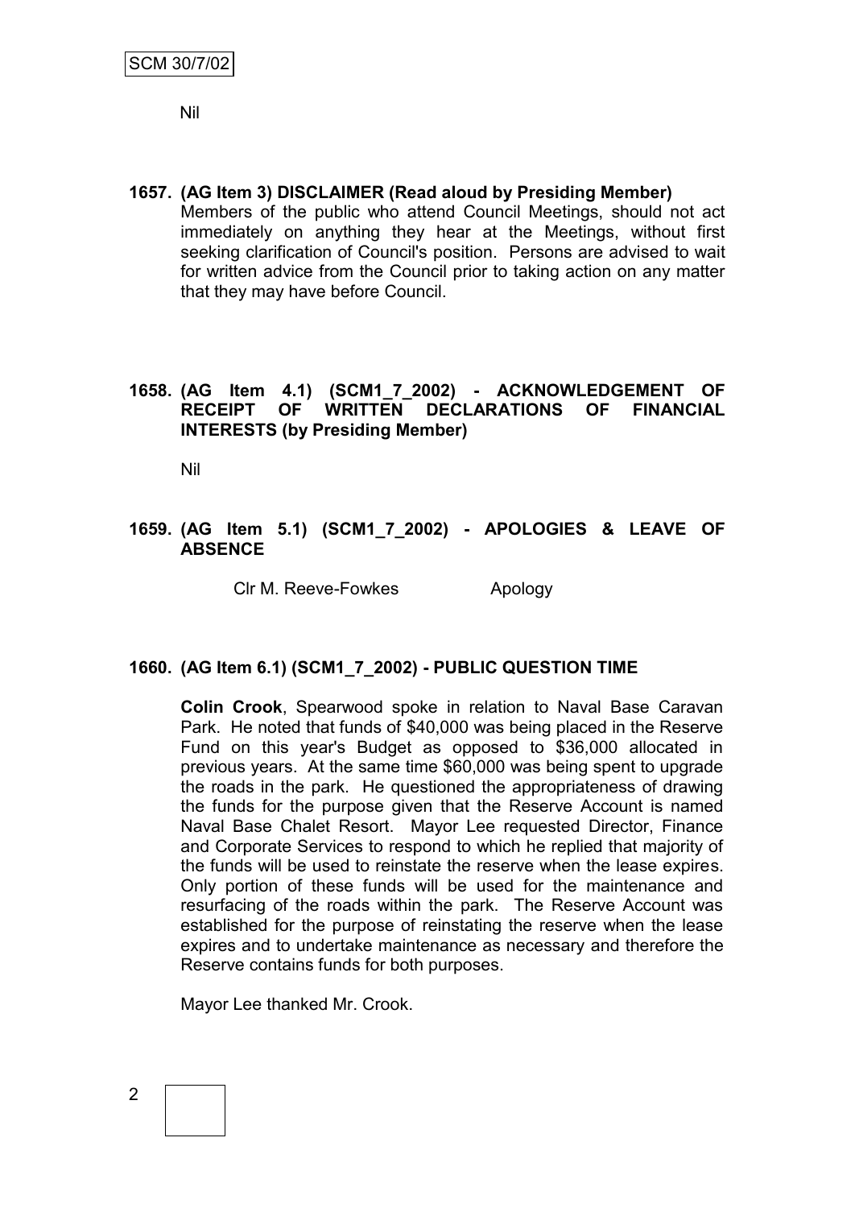Nil

**1657. (AG Item 3) DISCLAIMER (Read aloud by Presiding Member)**

Members of the public who attend Council Meetings, should not act immediately on anything they hear at the Meetings, without first seeking clarification of Council's position. Persons are advised to wait for written advice from the Council prior to taking action on any matter that they may have before Council.

**1658. (AG Item 4.1) (SCM1_7_2002) - ACKNOWLEDGEMENT OF RECEIPT OF WRITTEN DECLARATIONS OF FINANCIAL INTERESTS (by Presiding Member)**

Nil

**1659. (AG Item 5.1) (SCM1_7_2002) - APOLOGIES & LEAVE OF ABSENCE**

Clr M. Reeve-Fowkes — Apology

**1660. (AG Item 6.1) (SCM1_7_2002) - PUBLIC QUESTION TIME**

**Colin Crook**, Spearwood spoke in relation to Naval Base Caravan Park. He noted that funds of $40,000 was being placed in the Reserve Fund on this year's Budget as opposed to $36,000 allocated in previous years. At the same time $60,000 was being spent to upgrade the roads in the park. He questioned the appropriateness of drawing the funds for the purpose given that the Reserve Account is named Naval Base Chalet Resort. Mayor Lee requested Director, Finance and Corporate Services to respond to which he replied that majority of the funds will be used to reinstate the reserve when the lease expires. Only portion of these funds will be used for the maintenance and resurfacing of the roads within the park. The Reserve Account was established for the purpose of reinstating the reserve when the lease expires and to undertake maintenance as necessary and therefore the Reserve contains funds for both purposes.

Mayor Lee thanked Mr. Crook.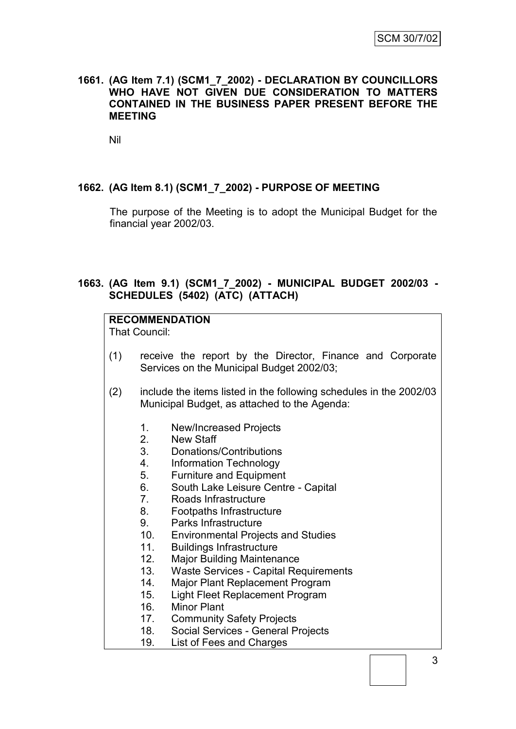**1661. (AG Item 7.1) (SCM1_7_2002) - DECLARATION BY COUNCILLORS WHO HAVE NOT GIVEN DUE CONSIDERATION TO MATTERS CONTAINED IN THE BUSINESS PAPER PRESENT BEFORE THE MEETING**

Nil

**1662. (AG Item 8.1) (SCM1_7_2002) - PURPOSE OF MEETING**

The purpose of the Meeting is to adopt the Municipal Budget for the financial year 2002/03.

**1663. (AG Item 9.1) (SCM1_7_2002) - MUNICIPAL BUDGET 2002/03 - SCHEDULES (5402) (ATC) (ATTACH)**

**RECOMMENDATION**

That Council:

(1) receive the report by the Director, Finance and Corporate Services on the Municipal Budget 2002/03;

(2) include the items listed in the following schedules in the 2002/03 Municipal Budget, as attached to the Agenda:

1. New/Increased Projects
2. New Staff
3. Donations/Contributions
4. Information Technology
5. Furniture and Equipment
6. South Lake Leisure Centre - Capital
7. Roads Infrastructure
8. Footpaths Infrastructure
9. Parks Infrastructure
10. Environmental Projects and Studies
11. Buildings Infrastructure
12. Major Building Maintenance
13. Waste Services - Capital Requirements
14. Major Plant Replacement Program
15. Light Fleet Replacement Program
16. Minor Plant
17. Community Safety Projects
18. Social Services - General Projects
19. List of Fees and Charges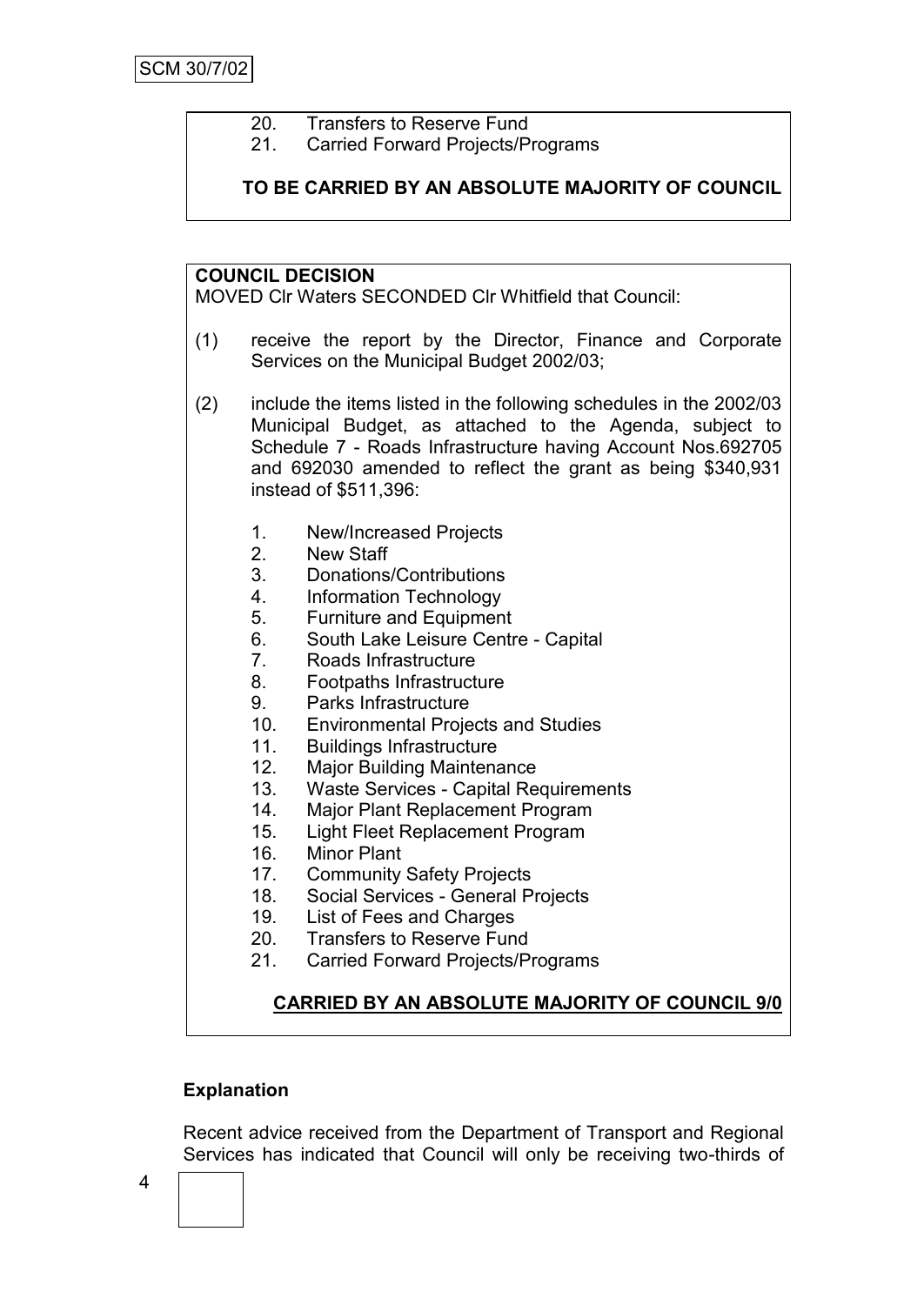20. Transfers to Reserve Fund
21. Carried Forward Projects/Programs

**TO BE CARRIED BY AN ABSOLUTE MAJORITY OF COUNCIL**

**COUNCIL DECISION**

MOVED Clr Waters SECONDED Clr Whitfield that Council:

(1) receive the report by the Director, Finance and Corporate Services on the Municipal Budget 2002/03;

(2) include the items listed in the following schedules in the 2002/03 Municipal Budget, as attached to the Agenda, subject to Schedule 7 - Roads Infrastructure having Account Nos.692705 and 692030 amended to reflect the grant as being $340,931 instead of $511,396:

1. New/Increased Projects
2. New Staff
3. Donations/Contributions
4. Information Technology
5. Furniture and Equipment
6. South Lake Leisure Centre - Capital
7. Roads Infrastructure
8. Footpaths Infrastructure
9. Parks Infrastructure
10. Environmental Projects and Studies
11. Buildings Infrastructure
12. Major Building Maintenance
13. Waste Services - Capital Requirements
14. Major Plant Replacement Program
15. Light Fleet Replacement Program
16. Minor Plant
17. Community Safety Projects
18. Social Services - General Projects
19. List of Fees and Charges
20. Transfers to Reserve Fund
21. Carried Forward Projects/Programs

**CARRIED BY AN ABSOLUTE MAJORITY OF COUNCIL 9/0**

**Explanation**

Recent advice received from the Department of Transport and Regional Services has indicated that Council will only be receiving two-thirds of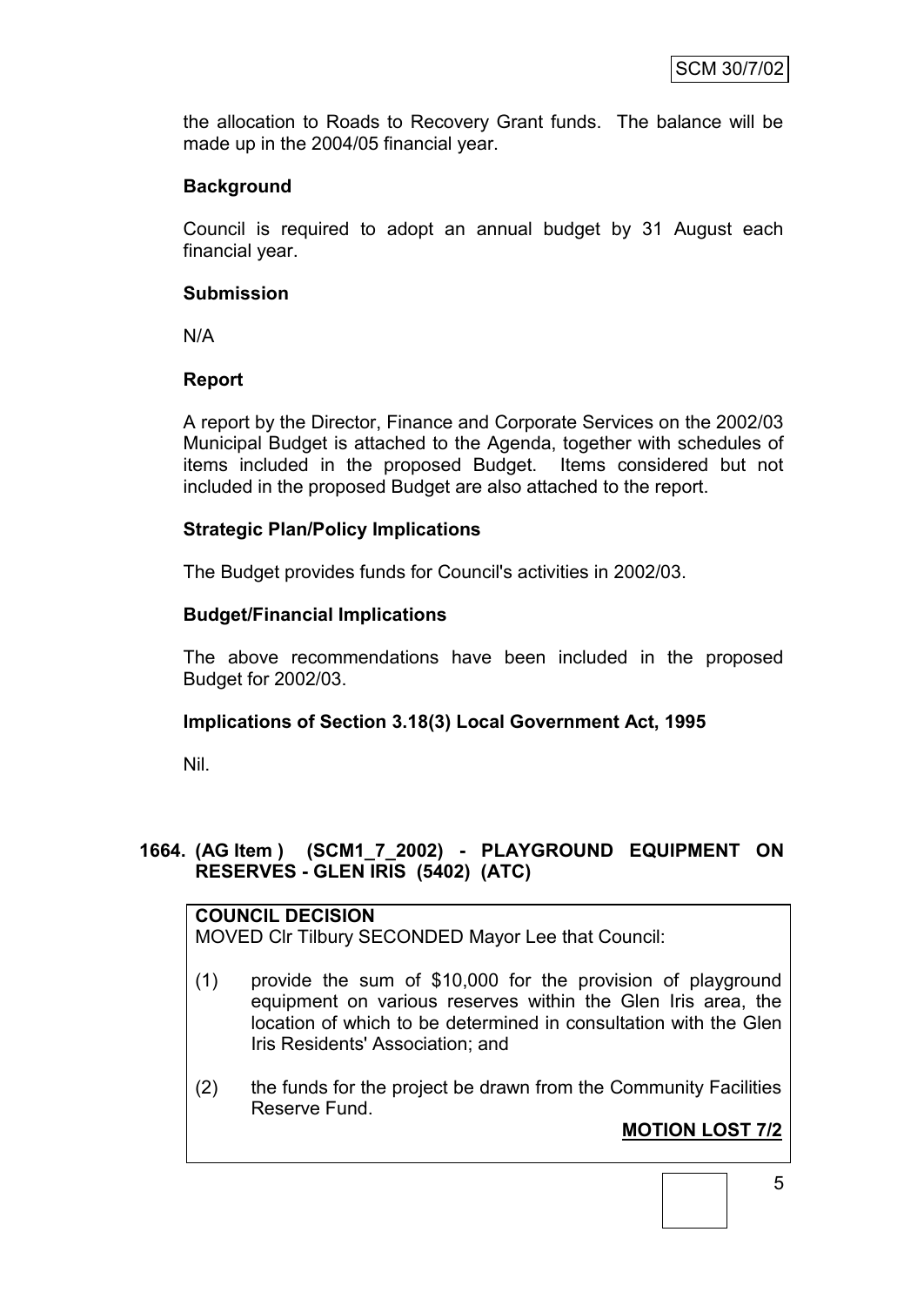the allocation to Roads to Recovery Grant funds. The balance will be made up in the 2004/05 financial year.

**Background**

Council is required to adopt an annual budget by 31 August each financial year.

**Submission**

N/A

**Report**

A report by the Director, Finance and Corporate Services on the 2002/03 Municipal Budget is attached to the Agenda, together with schedules of items included in the proposed Budget. Items considered but not included in the proposed Budget are also attached to the report.

**Strategic Plan/Policy Implications**

The Budget provides funds for Council's activities in 2002/03.

**Budget/Financial Implications**

The above recommendations have been included in the proposed Budget for 2002/03.

**Implications of Section 3.18(3) Local Government Act, 1995**

Nil.

## 1664. (AG Item ) (SCM1_7_2002) - PLAYGROUND EQUIPMENT ON RESERVES - GLEN IRIS (5402) (ATC)

**COUNCIL DECISION**

MOVED Clr Tilbury SECONDED Mayor Lee that Council:

(1) provide the sum of $10,000 for the provision of playground equipment on various reserves within the Glen Iris area, the location of which to be determined in consultation with the Glen Iris Residents' Association; and

(2) the funds for the project be drawn from the Community Facilities Reserve Fund.

**MOTION LOST 7/2**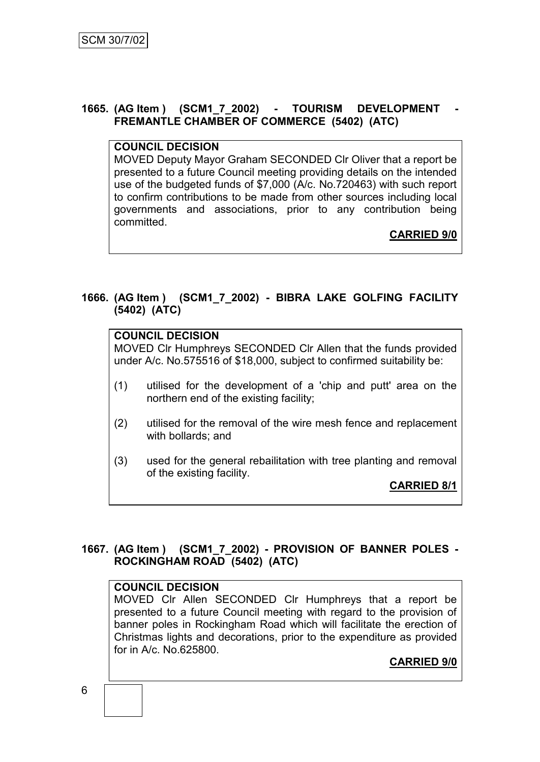## 1665. (AG Item ) (SCM1_7_2002) - TOURISM DEVELOPMENT - FREMANTLE CHAMBER OF COMMERCE (5402) (ATC)

**COUNCIL DECISION**

MOVED Deputy Mayor Graham SECONDED Clr Oliver that a report be presented to a future Council meeting providing details on the intended use of the budgeted funds of $7,000 (A/c. No.720463) with such report to confirm contributions to be made from other sources including local governments and associations, prior to any contribution being committed.

**CARRIED 9/0**

## 1666. (AG Item ) (SCM1_7_2002) - BIBRA LAKE GOLFING FACILITY (5402) (ATC)

**COUNCIL DECISION**

MOVED Clr Humphreys SECONDED Clr Allen that the funds provided under A/c. No.575516 of $18,000, subject to confirmed suitability be:

(1) utilised for the development of a 'chip and putt' area on the northern end of the existing facility;

(2) utilised for the removal of the wire mesh fence and replacement with bollards; and

(3) used for the general rebailitation with tree planting and removal of the existing facility.

**CARRIED 8/1**

## 1667. (AG Item ) (SCM1_7_2002) - PROVISION OF BANNER POLES - ROCKINGHAM ROAD (5402) (ATC)

**COUNCIL DECISION**

MOVED Clr Allen SECONDED Clr Humphreys that a report be presented to a future Council meeting with regard to the provision of banner poles in Rockingham Road which will facilitate the erection of Christmas lights and decorations, prior to the expenditure as provided for in A/c. No.625800.

**CARRIED 9/0**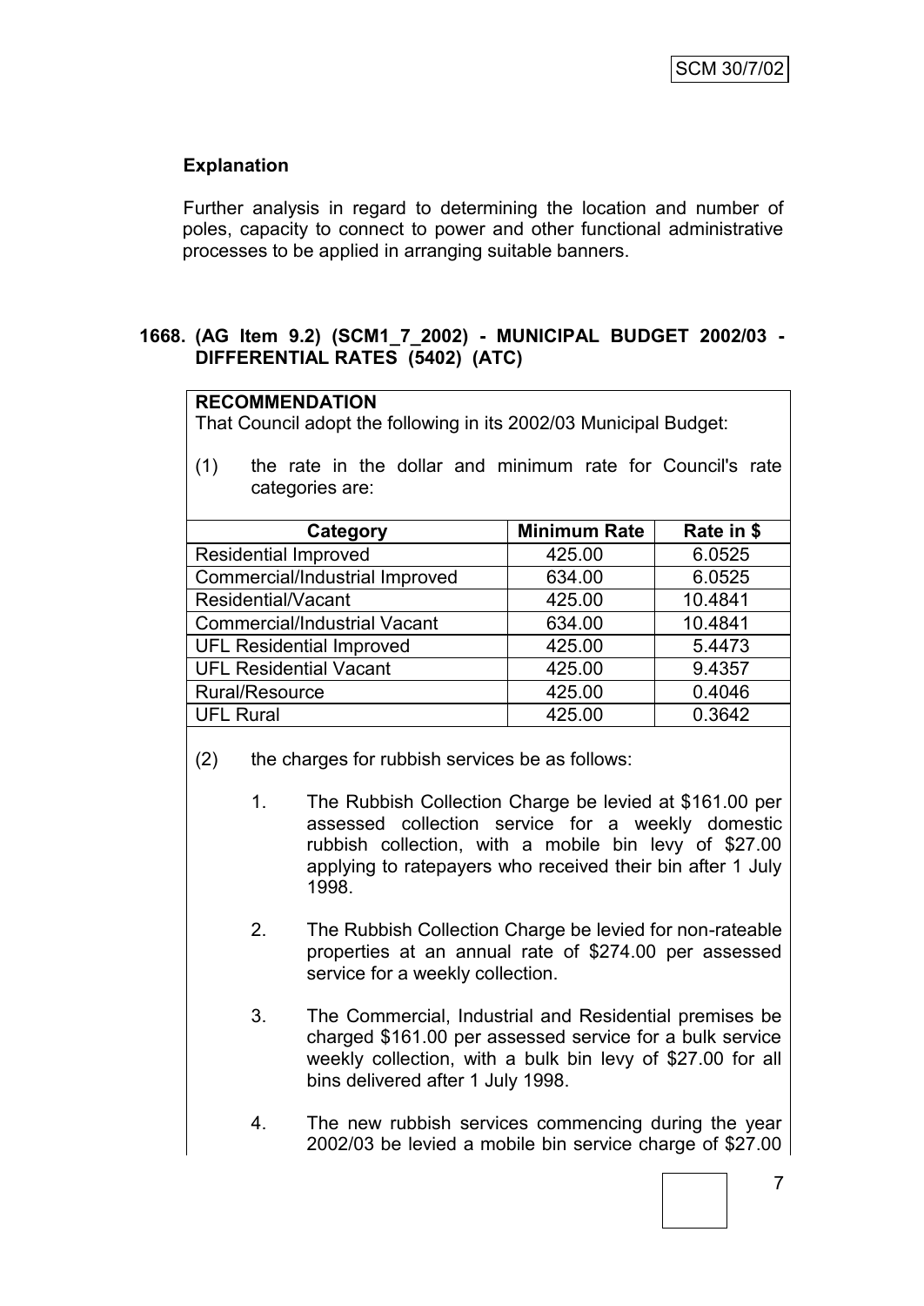**Explanation**

Further analysis in regard to determining the location and number of poles, capacity to connect to power and other functional administrative processes to be applied in arranging suitable banners.

## 1668. (AG Item 9.2) (SCM1_7_2002) - MUNICIPAL BUDGET 2002/03 - DIFFERENTIAL RATES (5402) (ATC)

**RECOMMENDATION**

That Council adopt the following in its 2002/03 Municipal Budget:

(1) the rate in the dollar and minimum rate for Council's rate categories are:

| Category | Minimum Rate | Rate in $ |
|---|---|---|
| Residential Improved | 425.00 | 6.0525 |
| Commercial/Industrial Improved | 634.00 | 6.0525 |
| Residential/Vacant | 425.00 | 10.4841 |
| Commercial/Industrial Vacant | 634.00 | 10.4841 |
| UFL Residential Improved | 425.00 | 5.4473 |
| UFL Residential Vacant | 425.00 | 9.4357 |
| Rural/Resource | 425.00 | 0.4046 |
| UFL Rural | 425.00 | 0.3642 |

(2) the charges for rubbish services be as follows:

1. The Rubbish Collection Charge be levied at $161.00 per assessed collection service for a weekly domestic rubbish collection, with a mobile bin levy of $27.00 applying to ratepayers who received their bin after 1 July 1998.

2. The Rubbish Collection Charge be levied for non-rateable properties at an annual rate of $274.00 per assessed service for a weekly collection.

3. The Commercial, Industrial and Residential premises be charged $161.00 per assessed service for a bulk service weekly collection, with a bulk bin levy of $27.00 for all bins delivered after 1 July 1998.

4. The new rubbish services commencing during the year 2002/03 be levied a mobile bin service charge of $27.00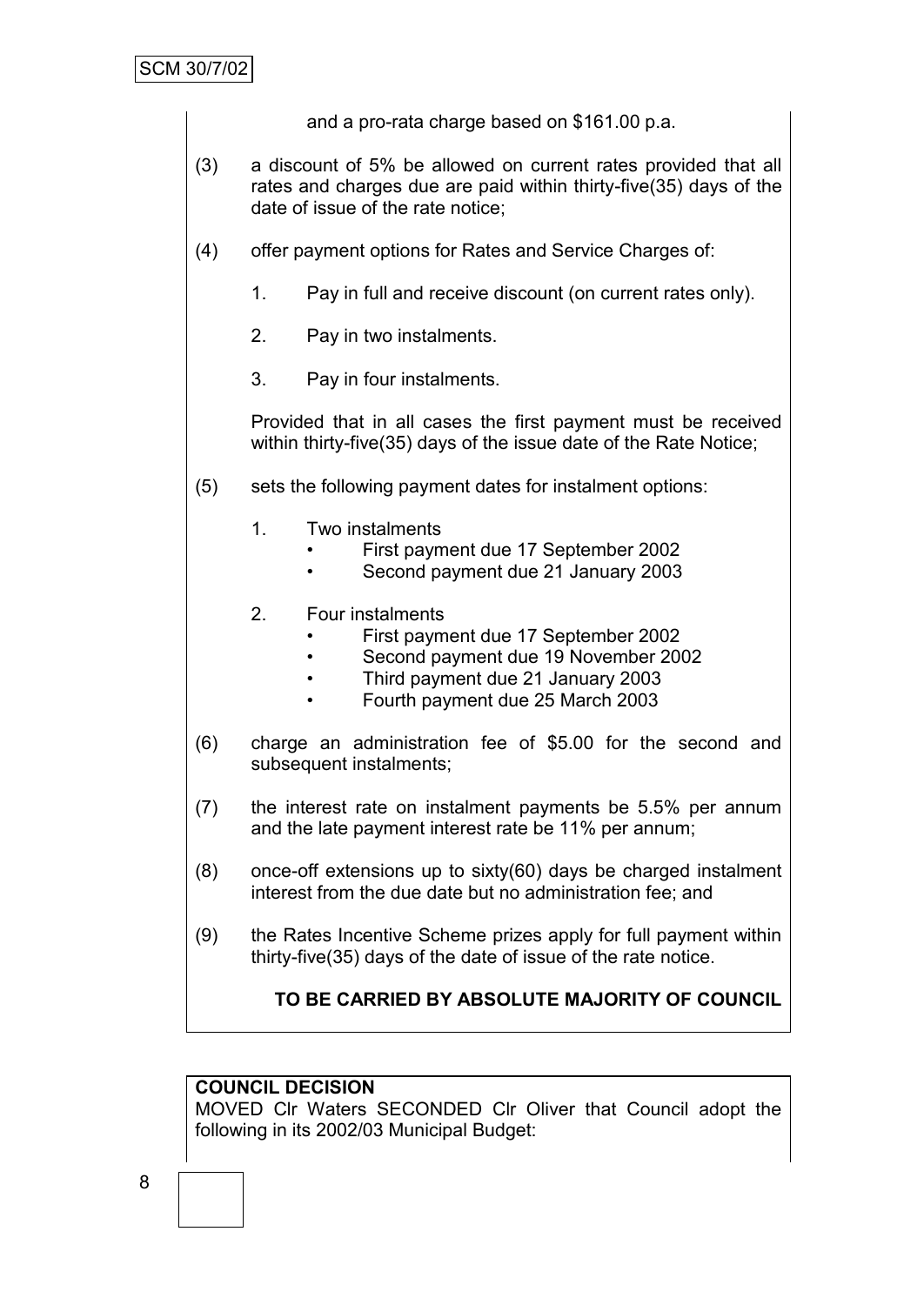and a pro-rata charge based on $161.00 p.a.

(3) a discount of 5% be allowed on current rates provided that all rates and charges due are paid within thirty-five(35) days of the date of issue of the rate notice;

(4) offer payment options for Rates and Service Charges of:

1. Pay in full and receive discount (on current rates only).

2. Pay in two instalments.

3. Pay in four instalments.

Provided that in all cases the first payment must be received within thirty-five(35) days of the issue date of the Rate Notice;

(5) sets the following payment dates for instalment options:

1. Two instalments
   - First payment due 17 September 2002
   - Second payment due 21 January 2003

2. Four instalments
   - First payment due 17 September 2002
   - Second payment due 19 November 2002
   - Third payment due 21 January 2003
   - Fourth payment due 25 March 2003

(6) charge an administration fee of $5.00 for the second and subsequent instalments;

(7) the interest rate on instalment payments be 5.5% per annum and the late payment interest rate be 11% per annum;

(8) once-off extensions up to sixty(60) days be charged instalment interest from the due date but no administration fee; and

(9) the Rates Incentive Scheme prizes apply for full payment within thirty-five(35) days of the date of issue of the rate notice.

**TO BE CARRIED BY ABSOLUTE MAJORITY OF COUNCIL**

**COUNCIL DECISION**

MOVED Clr Waters SECONDED Clr Oliver that Council adopt the following in its 2002/03 Municipal Budget: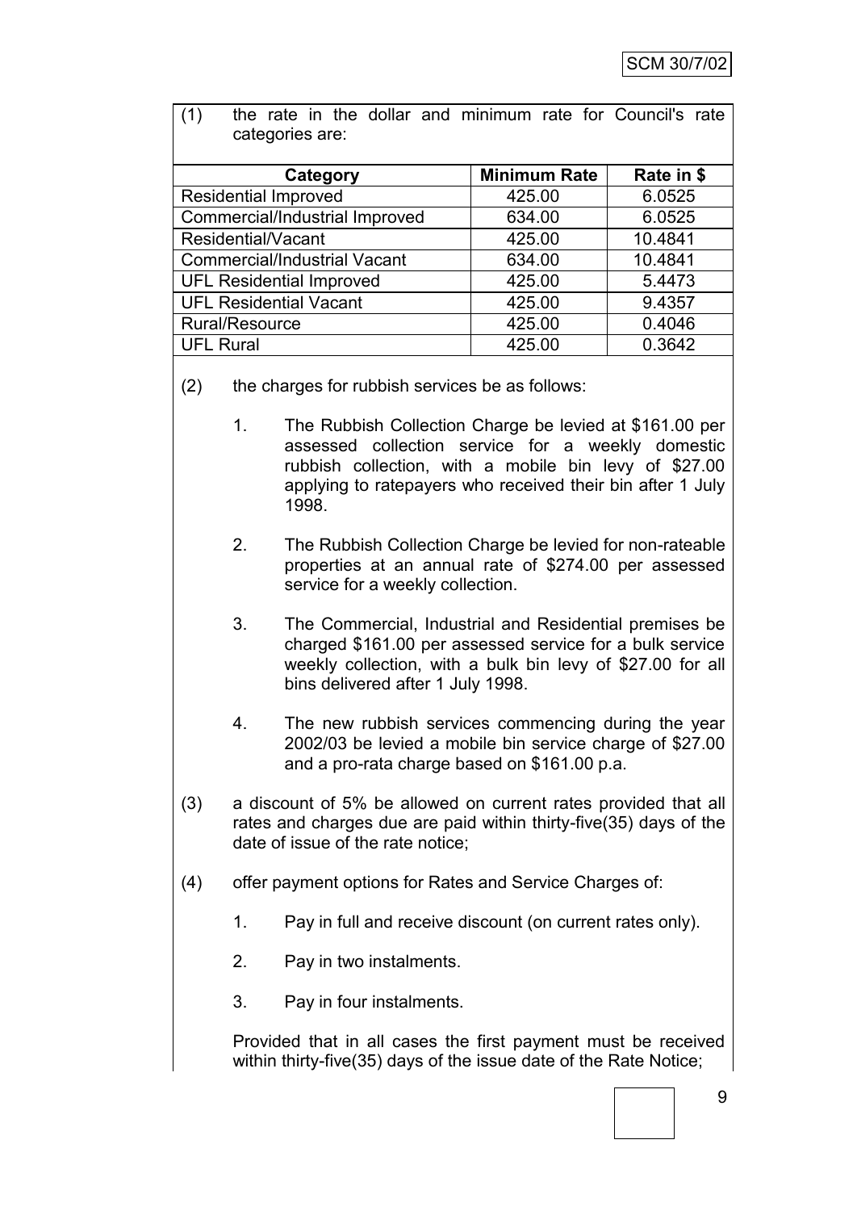(1) the rate in the dollar and minimum rate for Council's rate categories are:

| Category | Minimum Rate | Rate in $ |
|---|---|---|
| Residential Improved | 425.00 | 6.0525 |
| Commercial/Industrial Improved | 634.00 | 6.0525 |
| Residential/Vacant | 425.00 | 10.4841 |
| Commercial/Industrial Vacant | 634.00 | 10.4841 |
| UFL Residential Improved | 425.00 | 5.4473 |
| UFL Residential Vacant | 425.00 | 9.4357 |
| Rural/Resource | 425.00 | 0.4046 |
| UFL Rural | 425.00 | 0.3642 |

(2) the charges for rubbish services be as follows:

1. The Rubbish Collection Charge be levied at $161.00 per assessed collection service for a weekly domestic rubbish collection, with a mobile bin levy of $27.00 applying to ratepayers who received their bin after 1 July 1998.

2. The Rubbish Collection Charge be levied for non-rateable properties at an annual rate of $274.00 per assessed service for a weekly collection.

3. The Commercial, Industrial and Residential premises be charged $161.00 per assessed service for a bulk service weekly collection, with a bulk bin levy of $27.00 for all bins delivered after 1 July 1998.

4. The new rubbish services commencing during the year 2002/03 be levied a mobile bin service charge of $27.00 and a pro-rata charge based on $161.00 p.a.

(3) a discount of 5% be allowed on current rates provided that all rates and charges due are paid within thirty-five(35) days of the date of issue of the rate notice;

(4) offer payment options for Rates and Service Charges of:

1. Pay in full and receive discount (on current rates only).

2. Pay in two instalments.

3. Pay in four instalments.

Provided that in all cases the first payment must be received within thirty-five(35) days of the issue date of the Rate Notice;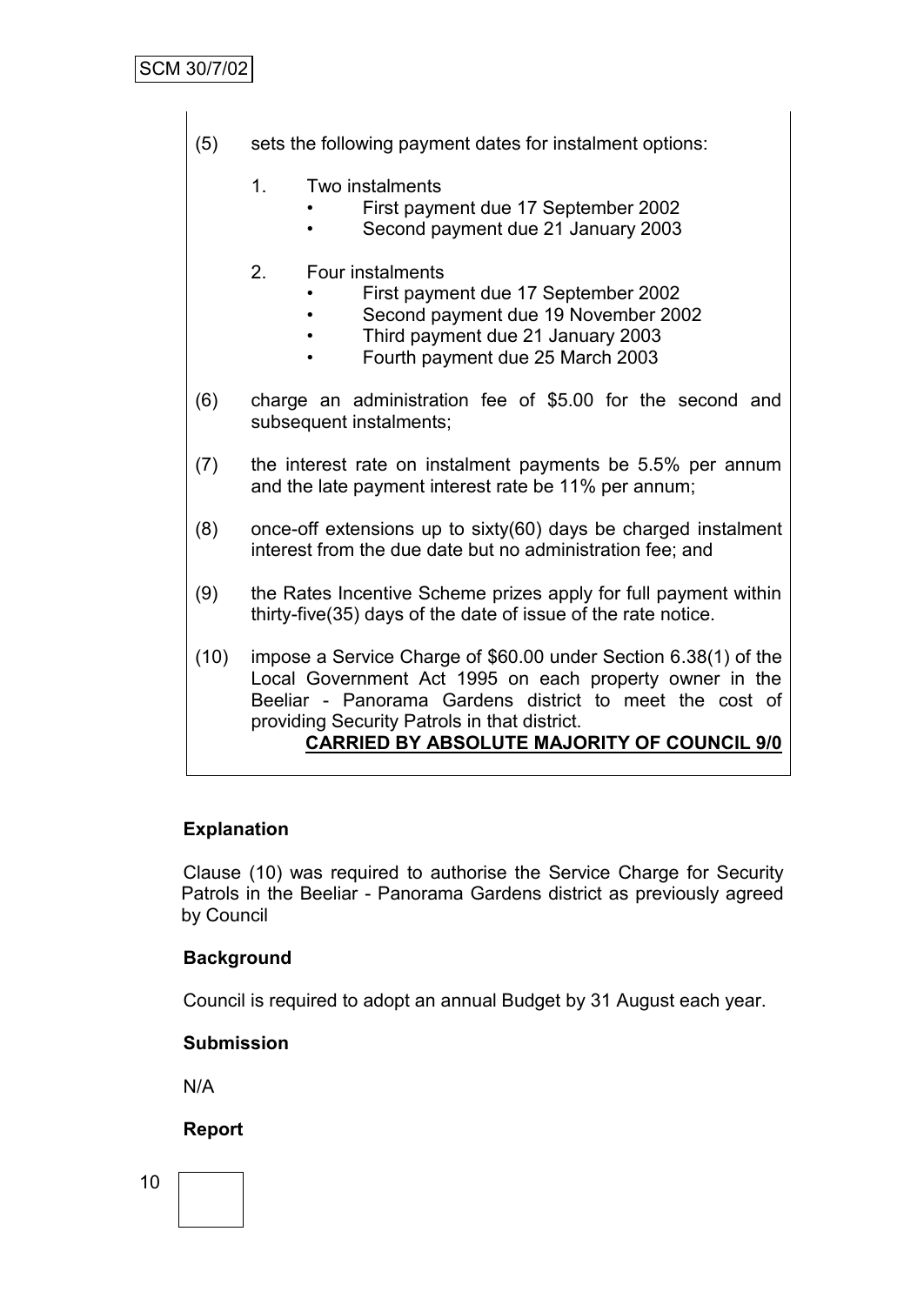(5) sets the following payment dates for instalment options:

1. Two instalments
   - First payment due 17 September 2002
   - Second payment due 21 January 2003

2. Four instalments
   - First payment due 17 September 2002
   - Second payment due 19 November 2002
   - Third payment due 21 January 2003
   - Fourth payment due 25 March 2003

(6) charge an administration fee of $5.00 for the second and subsequent instalments;

(7) the interest rate on instalment payments be 5.5% per annum and the late payment interest rate be 11% per annum;

(8) once-off extensions up to sixty(60) days be charged instalment interest from the due date but no administration fee; and

(9) the Rates Incentive Scheme prizes apply for full payment within thirty-five(35) days of the date of issue of the rate notice.

(10) impose a Service Charge of $60.00 under Section 6.38(1) of the Local Government Act 1995 on each property owner in the Beeliar - Panorama Gardens district to meet the cost of providing Security Patrols in that district.

**CARRIED BY ABSOLUTE MAJORITY OF COUNCIL 9/0**

**Explanation**

Clause (10) was required to authorise the Service Charge for Security Patrols in the Beeliar - Panorama Gardens district as previously agreed by Council

**Background**

Council is required to adopt an annual Budget by 31 August each year.

**Submission**

N/A

**Report**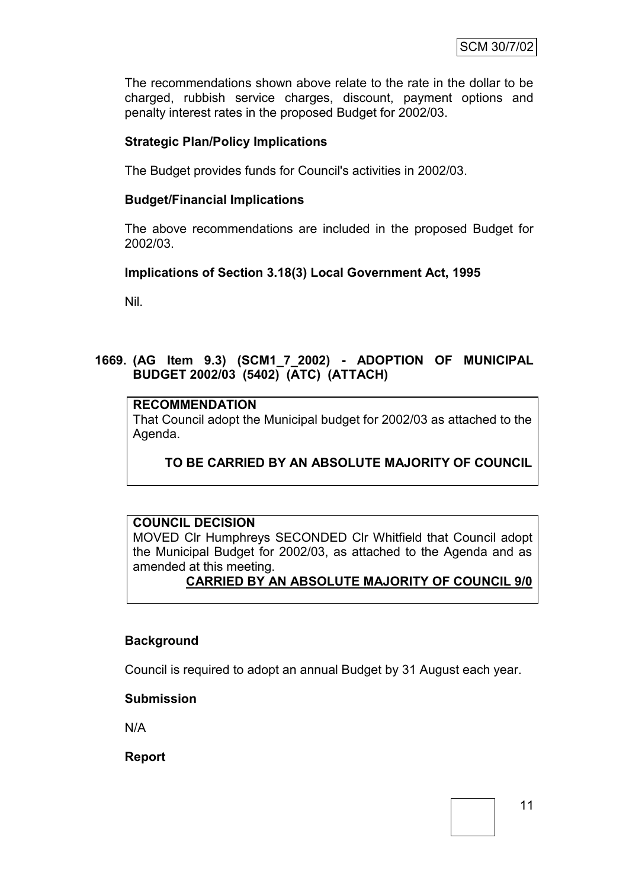The recommendations shown above relate to the rate in the dollar to be charged, rubbish service charges, discount, payment options and penalty interest rates in the proposed Budget for 2002/03.

**Strategic Plan/Policy Implications**

The Budget provides funds for Council's activities in 2002/03.

**Budget/Financial Implications**

The above recommendations are included in the proposed Budget for 2002/03.

**Implications of Section 3.18(3) Local Government Act, 1995**

Nil.

## 1669. (AG Item 9.3) (SCM1_7_2002) - ADOPTION OF MUNICIPAL BUDGET 2002/03 (5402) (ATC) (ATTACH)

**RECOMMENDATION**

That Council adopt the Municipal budget for 2002/03 as attached to the Agenda.

**TO BE CARRIED BY AN ABSOLUTE MAJORITY OF COUNCIL**

**COUNCIL DECISION**

MOVED Clr Humphreys SECONDED Clr Whitfield that Council adopt the Municipal Budget for 2002/03, as attached to the Agenda and as amended at this meeting.

**CARRIED BY AN ABSOLUTE MAJORITY OF COUNCIL 9/0**

**Background**

Council is required to adopt an annual Budget by 31 August each year.

**Submission**

N/A

**Report**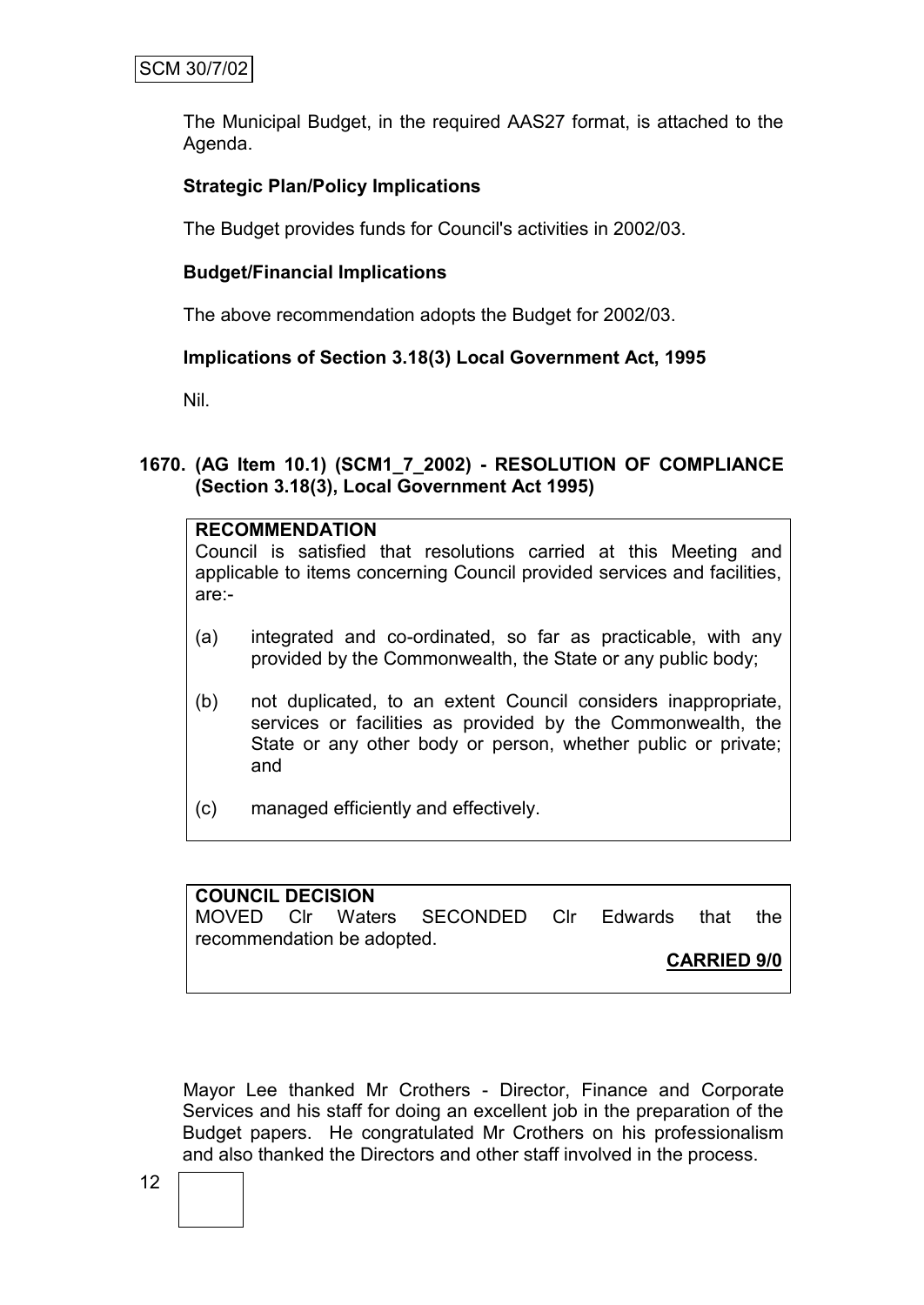The Municipal Budget, in the required AAS27 format, is attached to the Agenda.

**Strategic Plan/Policy Implications**

The Budget provides funds for Council's activities in 2002/03.

**Budget/Financial Implications**

The above recommendation adopts the Budget for 2002/03.

**Implications of Section 3.18(3) Local Government Act, 1995**

Nil.

### 1670. (AG Item 10.1) (SCM1_7_2002) - RESOLUTION OF COMPLIANCE (Section 3.18(3), Local Government Act 1995)

**RECOMMENDATION**

Council is satisfied that resolutions carried at this Meeting and applicable to items concerning Council provided services and facilities, are:-

(a) integrated and co-ordinated, so far as practicable, with any provided by the Commonwealth, the State or any public body;

(b) not duplicated, to an extent Council considers inappropriate, services or facilities as provided by the Commonwealth, the State or any other body or person, whether public or private; and

(c) managed efficiently and effectively.

**COUNCIL DECISION**

MOVED Clr Waters SECONDED Clr Edwards that the recommendation be adopted.

**CARRIED 9/0**

Mayor Lee thanked Mr Crothers - Director, Finance and Corporate Services and his staff for doing an excellent job in the preparation of the Budget papers. He congratulated Mr Crothers on his professionalism and also thanked the Directors and other staff involved in the process.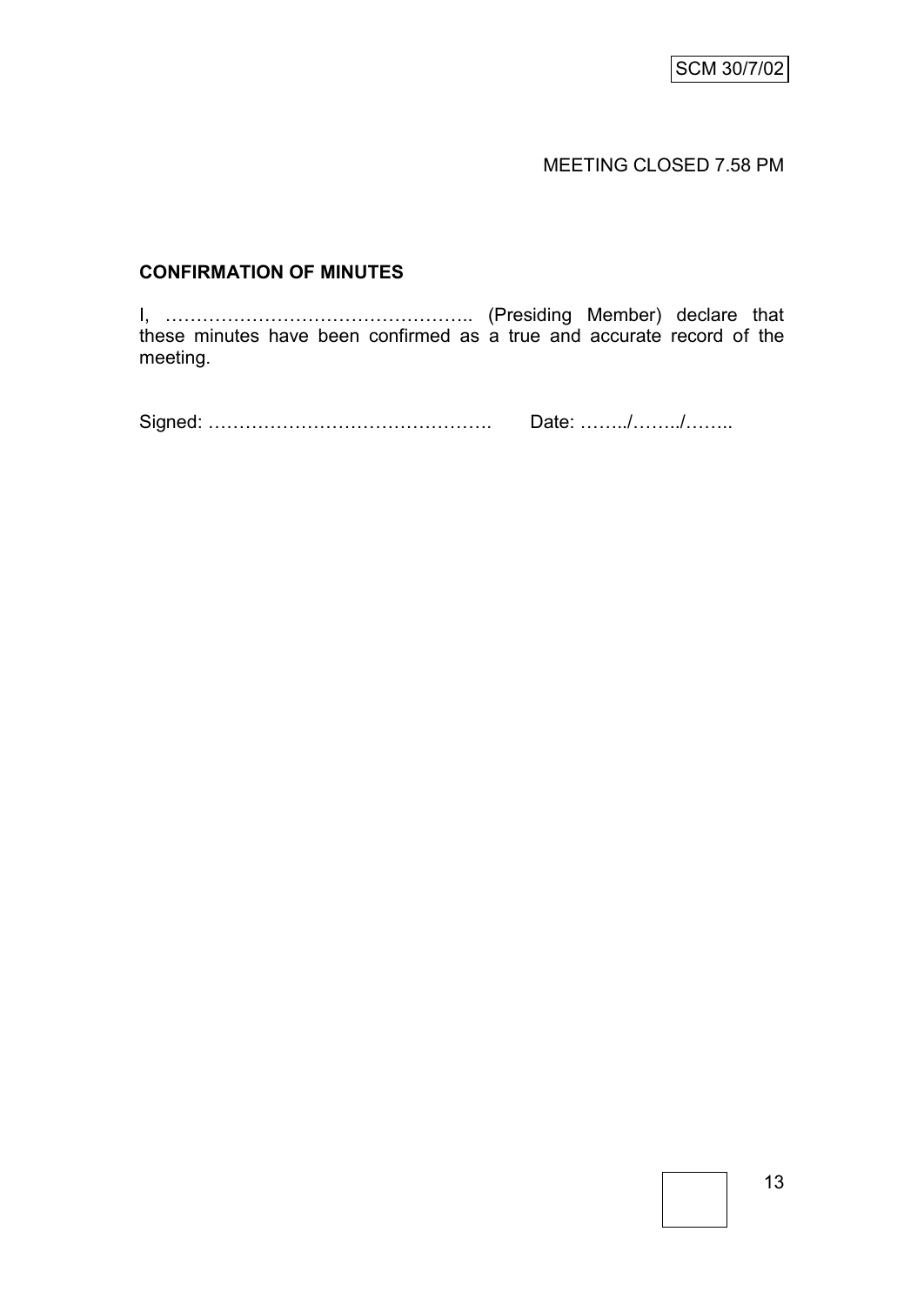MEETING CLOSED 7.58 PM

**CONFIRMATION OF MINUTES**

I, ………………………………………….. (Presiding Member) declare that these minutes have been confirmed as a true and accurate record of the meeting.

Signed: ………………………………………. Date: ……../……../……..